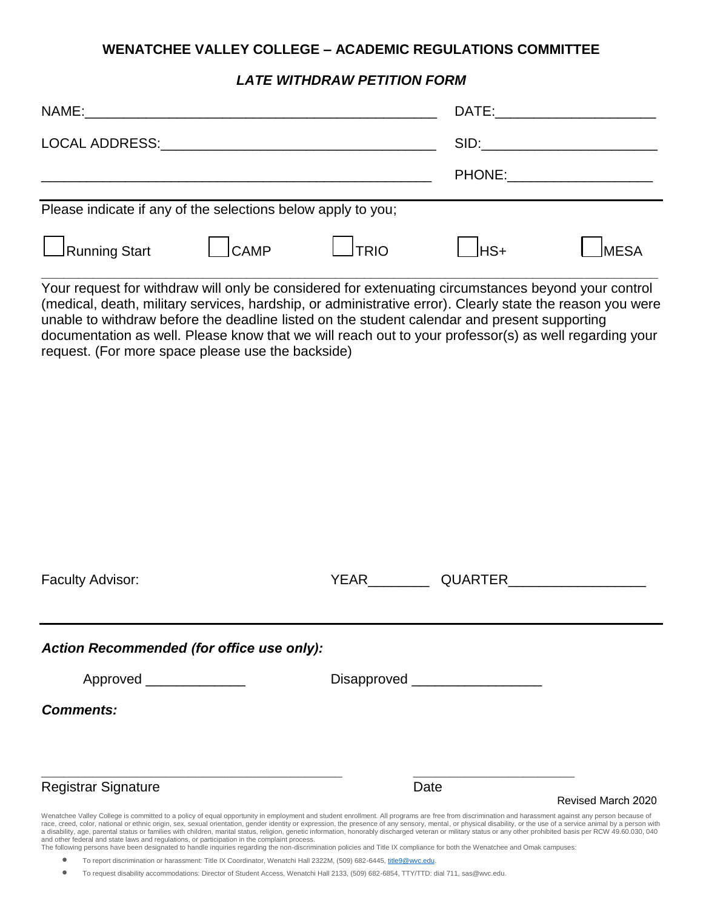**WENATCHEE VALLEY COLLEGE – ACADEMIC REGULATIONS COMMITTEE**

***LATE WITHDRAW PETITION FORM***

NAME:_____________________________________________ DATE:____________________

LOCAL ADDRESS:____________________________________ SID:_______________________

_____________________________________________________ PHONE:__________________

Please indicate if any of the selections below apply to you;

☐ Running Start ☐ CAMP ☐ TRIO ☐ HS+ ☐ MESA

Your request for withdraw will only be considered for extenuating circumstances beyond your control (medical, death, military services, hardship, or administrative error). Clearly state the reason you were unable to withdraw before the deadline listed on the student calendar and present supporting documentation as well. Please know that we will reach out to your professor(s) as well regarding your request. (For more space please use the backside)

Faculty Advisor: YEAR________ QUARTER_________________

***Action Recommended (for office use only):***

Approved _____________ Disapproved _________________

***Comments:***

__________________________________________ ______________________

Registrar Signature Date

Revised March 2020

Wenatchee Valley College is committed to a policy of equal opportunity in employment and student enrollment. All programs are free from discrimination and harassment against any person because of race, creed, color, national or ethnic origin, sex, sexual orientation, gender identity or expression, the presence of any sensory, mental, or physical disability, or the use of a service animal by a person with a disability, age, parental status or families with children, marital status, religion, genetic information, honorably discharged veteran or military status or any other prohibited basis per RCW 49.60.030, 040 and other federal and state laws and regulations, or participation in the complaint process.
The following persons have been designated to handle inquiries regarding the non-discrimination policies and Title IX compliance for both the Wenatchee and Omak campuses:

- To report discrimination or harassment: Title IX Coordinator, Wenatchi Hall 2322M, (509) 682-6445, title9@wvc.edu.
- To request disability accommodations: Director of Student Access, Wenatchi Hall 2133, (509) 682-6854, TTY/TTD: dial 711, sas@wvc.edu.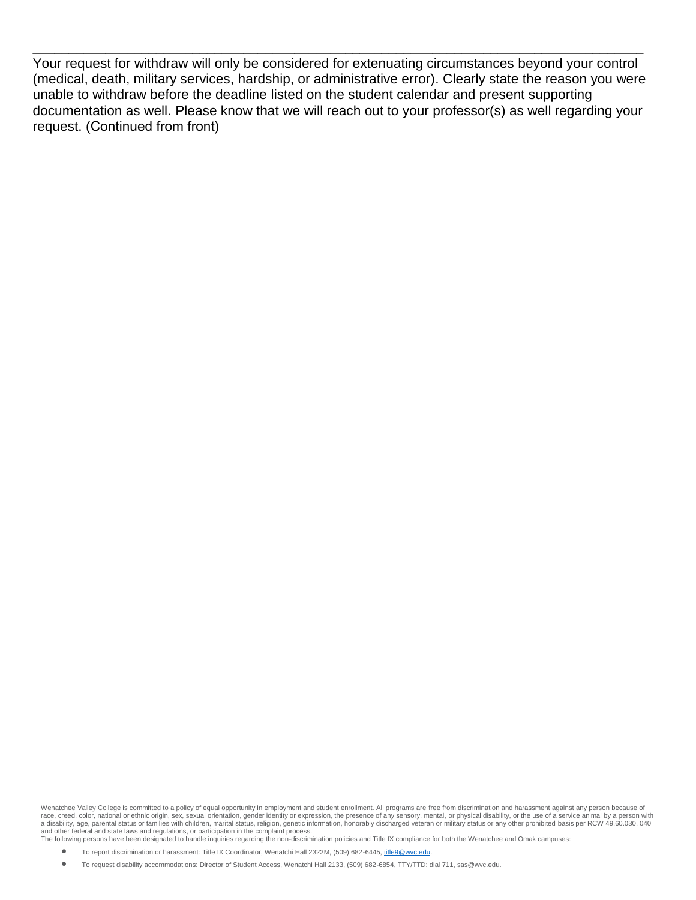\_\_\_\_\_\_\_\_\_\_\_\_\_\_\_\_\_\_\_\_\_\_\_\_\_\_\_\_\_\_\_\_\_\_\_\_\_\_\_\_\_\_\_\_\_\_\_\_\_\_\_\_\_\_\_\_\_\_\_\_\_\_\_\_\_\_\_\_\_\_\_\_\_\_\_\_\_\_

Your request for withdraw will only be considered for extenuating circumstances beyond your control (medical, death, military services, hardship, or administrative error). Clearly state the reason you were unable to withdraw before the deadline listed on the student calendar and present supporting documentation as well. Please know that we will reach out to your professor(s) as well regarding your request. (Continued from front)

Wenatchee Valley College is committed to a policy of equal opportunity in employment and student enrollment. All programs are free from discrimination and harassment against any person because of race, creed, color, national or ethnic origin, sex, sexual orientation, gender identity or expression, the presence of any sensory, mental, or physical disability, or the use of a service animal by a person with a disability, age, parental status or families with children, marital status, religion, genetic information, honorably discharged veteran or military status or any other prohibited basis per RCW 49.60.030, 040 and other federal and state laws and regulations, or participation in the complaint process.
The following persons have been designated to handle inquiries regarding the non-discrimination policies and Title IX compliance for both the Wenatchee and Omak campuses:

- To report discrimination or harassment: Title IX Coordinator, Wenatchi Hall 2322M, (509) 682-6445, title9@wvc.edu.
- To request disability accommodations: Director of Student Access, Wenatchi Hall 2133, (509) 682-6854, TTY/TTD: dial 711, sas@wvc.edu.